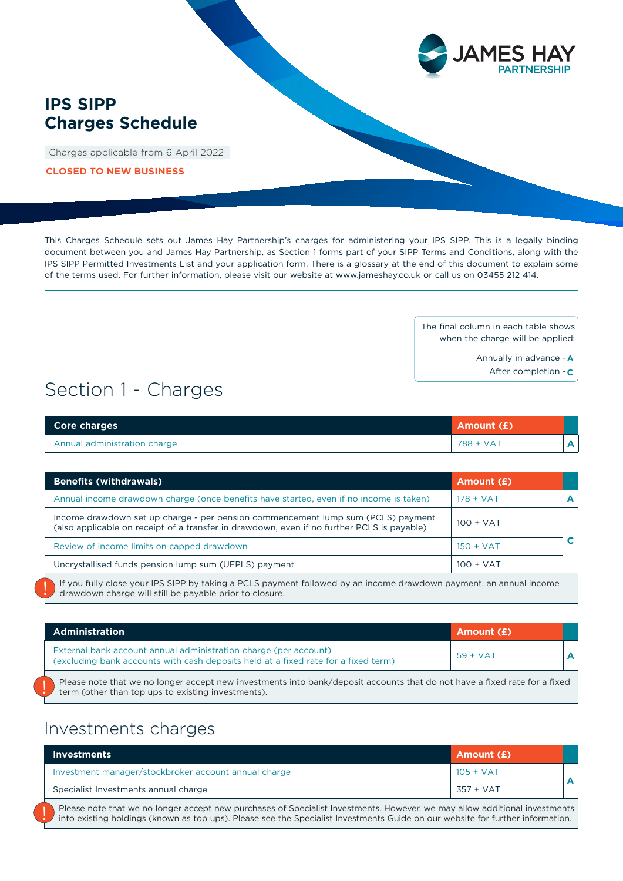# IPS SIPP Charges Schedule

Charges applicable from 6 April 2022

**CLOSED TO NEW BUSINESS**

This Charges Schedule sets out James Hay Partnership's charges for administering your IPS SIPP. This is a legally binding document between you and James Hay Partnership, as Section 1 forms part of your SIPP Terms and Conditions, along with the IPS SIPP Permitted Investments List and your application form. There is a glossary at the end of this document to explain some of the terms used. For further information, please visit our website at www.jameshay.co.uk or call us on 03455 212 414.

The final column in each table shows when the charge will be applied:

Annually in advance - **A**

After completion - **C**

## Section 1 - Charges

| Core charges | Amount (£) | |
|---|---|---|
| Annual administration charge | 788 + VAT | A |

| Benefits (withdrawals) | Amount (£) | |
|---|---|---|
| Annual income drawdown charge (once benefits have started, even if no income is taken) | 178 + VAT | A |
| Income drawdown set up charge - per pension commencement lump sum (PCLS) payment (also applicable on receipt of a transfer in drawdown, even if no further PCLS is payable) | 100 + VAT | C |
| Review of income limits on capped drawdown | 150 + VAT | C |
| Uncrystallised funds pension lump sum (UFPLS) payment | 100 + VAT | C |

! If you fully close your IPS SIPP by taking a PCLS payment followed by an income drawdown payment, an annual income drawdown charge will still be payable prior to closure.

| Administration | Amount (£) | |
|---|---|---|
| External bank account annual administration charge (per account) (excluding bank accounts with cash deposits held at a fixed rate for a fixed term) | 59 + VAT | A |

! Please note that we no longer accept new investments into bank/deposit accounts that do not have a fixed rate for a fixed term (other than top ups to existing investments).

## Investments charges

| Investments | Amount (£) | |
|---|---|---|
| Investment manager/stockbroker account annual charge | 105 + VAT | A |
| Specialist Investments annual charge | 357 + VAT | A |

! Please note that we no longer accept new purchases of Specialist Investments. However, we may allow additional investments into existing holdings (known as top ups). Please see the Specialist Investments Guide on our website for further information.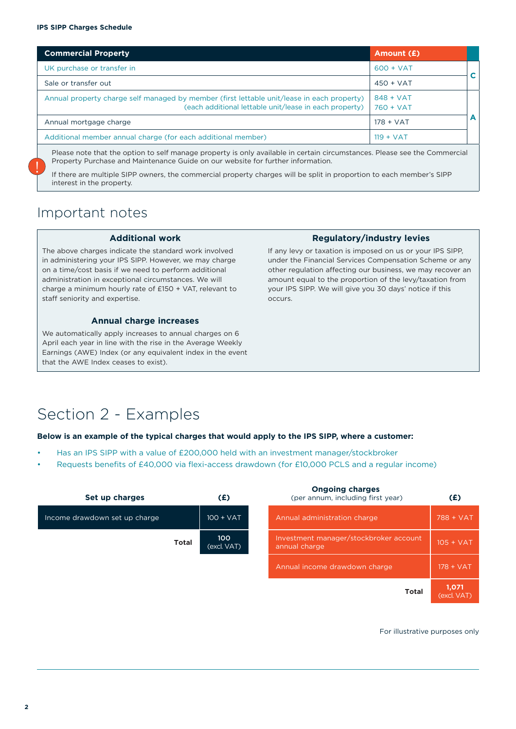**IPS SIPP Charges Schedule**

| Commercial Property | Amount (£) | |
|---|---|---|
| UK purchase or transfer in | 600 + VAT | C |
| Sale or transfer out | 450 + VAT | C |
| Annual property charge self managed by member (first lettable unit/lease in each property) | 848 + VAT | A |
| (each additional lettable unit/lease in each property) | 760 + VAT | A |
| Annual mortgage charge | 178 + VAT | A |
| Additional member annual charge (for each additional member) | 119 + VAT | A |

Please note that the option to self manage property is only available in certain circumstances. Please see the Commercial Property Purchase and Maintenance Guide on our website for further information.

If there are multiple SIPP owners, the commercial property charges will be split in proportion to each member's SIPP interest in the property.

## Important notes

### Additional work

The above charges indicate the standard work involved in administering your IPS SIPP. However, we may charge on a time/cost basis if we need to perform additional administration in exceptional circumstances. We will charge a minimum hourly rate of £150 + VAT, relevant to staff seniority and expertise.

### Annual charge increases

We automatically apply increases to annual charges on 6 April each year in line with the rise in the Average Weekly Earnings (AWE) Index (or any equivalent index in the event that the AWE Index ceases to exist).

### Regulatory/industry levies

If any levy or taxation is imposed on us or your IPS SIPP, under the Financial Services Compensation Scheme or any other regulation affecting our business, we may recover an amount equal to the proportion of the levy/taxation from your IPS SIPP. We will give you 30 days' notice if this occurs.

# Section 2 - Examples

**Below is an example of the typical charges that would apply to the IPS SIPP, where a customer:**

- Has an IPS SIPP with a value of £200,000 held with an investment manager/stockbroker
- Requests benefits of £40,000 via flexi-access drawdown (for £10,000 PCLS and a regular income)

| Set up charges | (£) |
|---|---|
| Income drawdown set up charge | 100 + VAT |
| **Total** | **100** (excl. VAT) |

| Ongoing charges (per annum, including first year) | (£) |
|---|---|
| Annual administration charge | 788 + VAT |
| Investment manager/stockbroker account annual charge | 105 + VAT |
| Annual income drawdown charge | 178 + VAT |
| **Total** | **1,071** (excl. VAT) |

For illustrative purposes only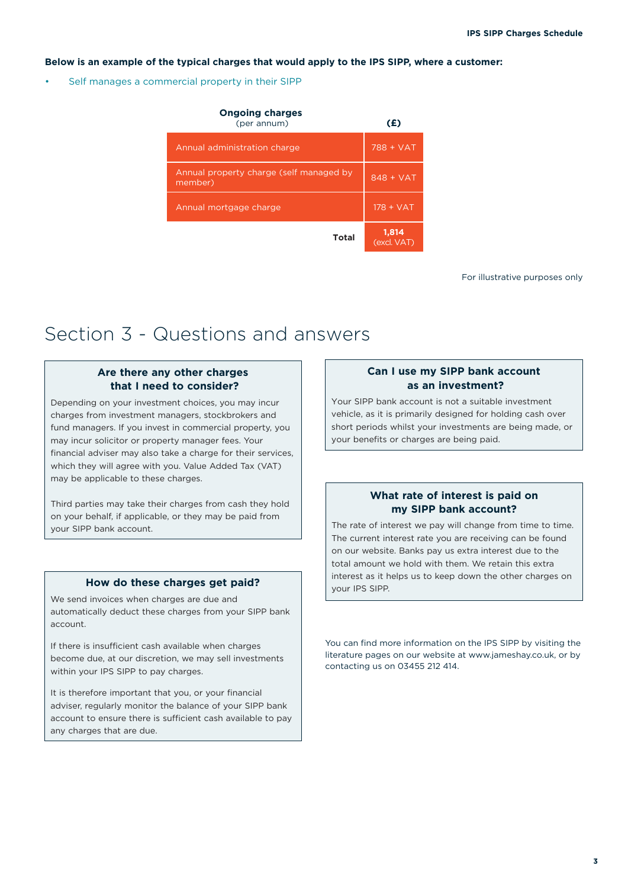**Below is an example of the typical charges that would apply to the IPS SIPP, where a customer:**

- Self manages a commercial property in their SIPP

| **Ongoing charges** (per annum) | **(£)** |
| --- | --- |
| Annual administration charge | 788 + VAT |
| Annual property charge (self managed by member) | 848 + VAT |
| Annual mortgage charge | 178 + VAT |
| **Total** | **1,814** (excl. VAT) |

For illustrative purposes only

# Section 3 - Questions and answers

### Are there any other charges that I need to consider?

Depending on your investment choices, you may incur charges from investment managers, stockbrokers and fund managers. If you invest in commercial property, you may incur solicitor or property manager fees. Your financial adviser may also take a charge for their services, which they will agree with you. Value Added Tax (VAT) may be applicable to these charges.

Third parties may take their charges from cash they hold on your behalf, if applicable, or they may be paid from your SIPP bank account.

### How do these charges get paid?

We send invoices when charges are due and automatically deduct these charges from your SIPP bank account.

If there is insufficient cash available when charges become due, at our discretion, we may sell investments within your IPS SIPP to pay charges.

It is therefore important that you, or your financial adviser, regularly monitor the balance of your SIPP bank account to ensure there is sufficient cash available to pay any charges that are due.

### Can I use my SIPP bank account as an investment?

Your SIPP bank account is not a suitable investment vehicle, as it is primarily designed for holding cash over short periods whilst your investments are being made, or your benefits or charges are being paid.

### What rate of interest is paid on my SIPP bank account?

The rate of interest we pay will change from time to time. The current interest rate you are receiving can be found on our website. Banks pay us extra interest due to the total amount we hold with them. We retain this extra interest as it helps us to keep down the other charges on your IPS SIPP.

You can find more information on the IPS SIPP by visiting the literature pages on our website at www.jameshay.co.uk, or by contacting us on 03455 212 414.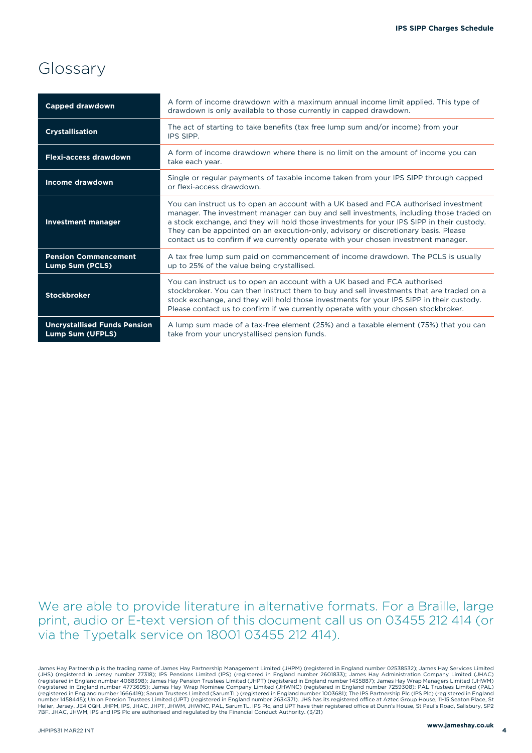# Glossary

| | |
|---|---|
| **Capped drawdown** | A form of income drawdown with a maximum annual income limit applied. This type of drawdown is only available to those currently in capped drawdown. |
| **Crystallisation** | The act of starting to take benefits (tax free lump sum and/or income) from your IPS SIPP. |
| **Flexi-access drawdown** | A form of income drawdown where there is no limit on the amount of income you can take each year. |
| **Income drawdown** | Single or regular payments of taxable income taken from your IPS SIPP through capped or flexi-access drawdown. |
| **Investment manager** | You can instruct us to open an account with a UK based and FCA authorised investment manager. The investment manager can buy and sell investments, including those traded on a stock exchange, and they will hold those investments for your IPS SIPP in their custody. They can be appointed on an execution-only, advisory or discretionary basis. Please contact us to confirm if we currently operate with your chosen investment manager. |
| **Pension Commencement Lump Sum (PCLS)** | A tax free lump sum paid on commencement of income drawdown. The PCLS is usually up to 25% of the value being crystallised. |
| **Stockbroker** | You can instruct us to open an account with a UK based and FCA authorised stockbroker. You can then instruct them to buy and sell investments that are traded on a stock exchange, and they will hold those investments for your IPS SIPP in their custody. Please contact us to confirm if we currently operate with your chosen stockbroker. |
| **Uncrystallised Funds Pension Lump Sum (UFPLS)** | A lump sum made of a tax-free element (25%) and a taxable element (75%) that you can take from your uncrystallised pension funds. |

We are able to provide literature in alternative formats. For a Braille, large print, audio or E-text version of this document call us on 03455 212 414 (or via the Typetalk service on 18001 03455 212 414).

James Hay Partnership is the trading name of James Hay Partnership Management Limited (JHPM) (registered in England number 02538532); James Hay Services Limited (JHS) (registered in Jersey number 77318); IPS Pensions Limited (IPS) (registered in England number 2601833); James Hay Administration Company Limited (JHAC) (registered in England number 4068398); James Hay Pension Trustees Limited (JHPT) (registered in England number 1435887); James Hay Wrap Managers Limited (JHWM) (registered in England number 4773695); James Hay Wrap Nominee Company Limited (JHWNC) (registered in England number 7259308); PAL Trustees Limited (PAL) (registered in England number 1666419); Sarum Trustees Limited (SarumTL) (registered in England number 1003681); The IPS Partnership Plc (IPS Plc) (registered in England number 1458445); Union Pension Trustees Limited (UPT) (registered in England number 2634371). JHS has its registered office at Aztec Group House, 11-15 Seaton Place, St Helier, Jersey, JE4 0QH. JHPM, IPS, JHAC, JHPT, JHWM, JHWNC, PAL, SarumTL, IPS Plc, and UPT have their registered office at Dunn's House, St Paul's Road, Salisbury, SP2 7BF. JHAC, JHWM, IPS and IPS Plc are authorised and regulated by the Financial Conduct Authority. (3/21)

JHPIPS31 MAR22 INT

www.jameshay.co.uk